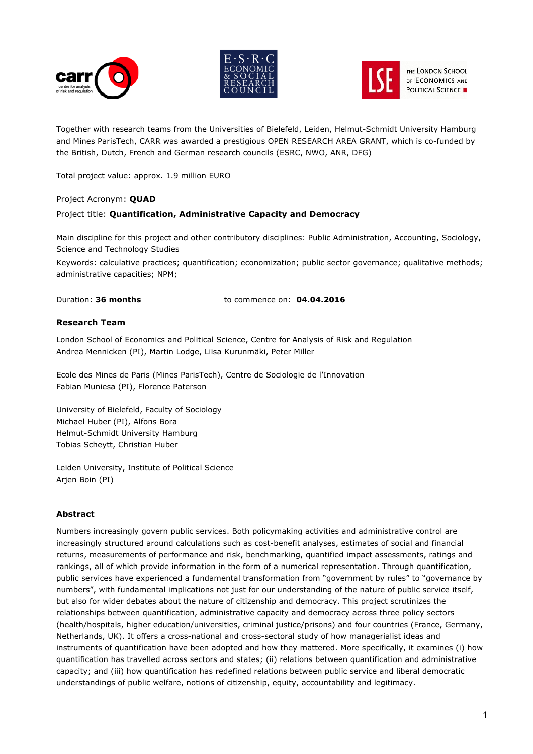Together with research teams from the Universities of Bielefeld, Leiden, Helmut-Schmidt University Hamburg and Mines ParisTech, CARR was awarded a prestigious OPEN RESEARCH AREA GRANT, which is co-funded by the British, Dutch, French and German research councils (ESRC, NWO, ANR, DFG)

Total project value: approx. 1.9 million EURO

Project Acronym: **QUAD**

Project title: **Quantification, Administrative Capacity and Democracy**

Main discipline for this project and other contributory disciplines: Public Administration, Accounting, Sociology, Science and Technology Studies

Keywords: calculative practices; quantification; economization; public sector governance; qualitative methods; administrative capacities; NPM;

Duration: **36 months** to commence on: **04.04.2016**

**Research Team**

London School of Economics and Political Science, Centre for Analysis of Risk and Regulation
Andrea Mennicken (PI), Martin Lodge, Liisa Kurunmäki, Peter Miller

Ecole des Mines de Paris (Mines ParisTech), Centre de Sociologie de l'Innovation
Fabian Muniesa (PI), Florence Paterson

University of Bielefeld, Faculty of Sociology
Michael Huber (PI), Alfons Bora
Helmut-Schmidt University Hamburg
Tobias Scheytt, Christian Huber

Leiden University, Institute of Political Science
Arjen Boin (PI)

**Abstract**

Numbers increasingly govern public services. Both policymaking activities and administrative control are increasingly structured around calculations such as cost-benefit analyses, estimates of social and financial returns, measurements of performance and risk, benchmarking, quantified impact assessments, ratings and rankings, all of which provide information in the form of a numerical representation. Through quantification, public services have experienced a fundamental transformation from "government by rules" to "governance by numbers", with fundamental implications not just for our understanding of the nature of public service itself, but also for wider debates about the nature of citizenship and democracy. This project scrutinizes the relationships between quantification, administrative capacity and democracy across three policy sectors (health/hospitals, higher education/universities, criminal justice/prisons) and four countries (France, Germany, Netherlands, UK). It offers a cross-national and cross-sectoral study of how managerialist ideas and instruments of quantification have been adopted and how they mattered. More specifically, it examines (i) how quantification has travelled across sectors and states; (ii) relations between quantification and administrative capacity; and (iii) how quantification has redefined relations between public service and liberal democratic understandings of public welfare, notions of citizenship, equity, accountability and legitimacy.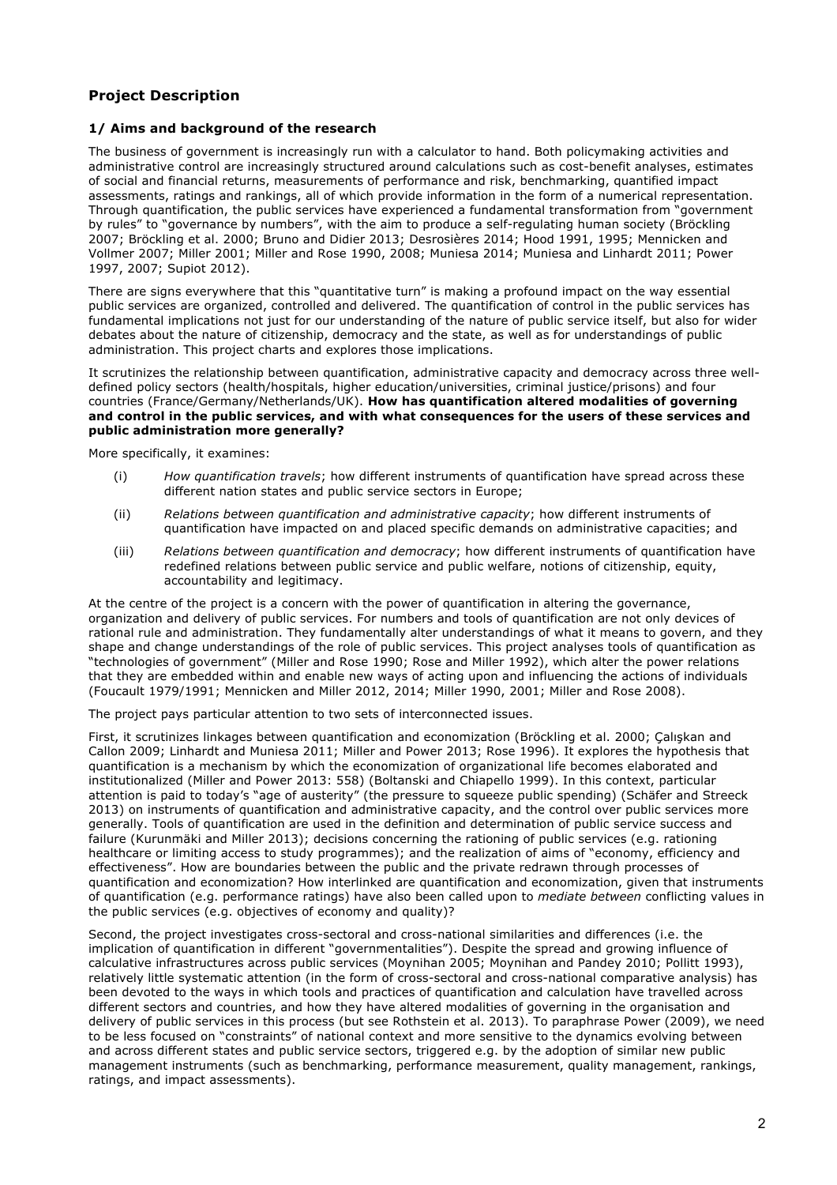## Project Description

### 1/ Aims and background of the research

The business of government is increasingly run with a calculator to hand. Both policymaking activities and administrative control are increasingly structured around calculations such as cost-benefit analyses, estimates of social and financial returns, measurements of performance and risk, benchmarking, quantified impact assessments, ratings and rankings, all of which provide information in the form of a numerical representation. Through quantification, the public services have experienced a fundamental transformation from "government by rules" to "governance by numbers", with the aim to produce a self-regulating human society (Bröckling 2007; Bröckling et al. 2000; Bruno and Didier 2013; Desrosières 2014; Hood 1991, 1995; Mennicken and Vollmer 2007; Miller 2001; Miller and Rose 1990, 2008; Muniesa 2014; Muniesa and Linhardt 2011; Power 1997, 2007; Supiot 2012).

There are signs everywhere that this "quantitative turn" is making a profound impact on the way essential public services are organized, controlled and delivered. The quantification of control in the public services has fundamental implications not just for our understanding of the nature of public service itself, but also for wider debates about the nature of citizenship, democracy and the state, as well as for understandings of public administration. This project charts and explores those implications.

It scrutinizes the relationship between quantification, administrative capacity and democracy across three well-defined policy sectors (health/hospitals, higher education/universities, criminal justice/prisons) and four countries (France/Germany/Netherlands/UK). **How has quantification altered modalities of governing and control in the public services, and with what consequences for the users of these services and public administration more generally?**

More specifically, it examines:

(i) *How quantification travels*; how different instruments of quantification have spread across these different nation states and public service sectors in Europe;

(ii) *Relations between quantification and administrative capacity*; how different instruments of quantification have impacted on and placed specific demands on administrative capacities; and

(iii) *Relations between quantification and democracy*; how different instruments of quantification have redefined relations between public service and public welfare, notions of citizenship, equity, accountability and legitimacy.

At the centre of the project is a concern with the power of quantification in altering the governance, organization and delivery of public services. For numbers and tools of quantification are not only devices of rational rule and administration. They fundamentally alter understandings of what it means to govern, and they shape and change understandings of the role of public services. This project analyses tools of quantification as "technologies of government" (Miller and Rose 1990; Rose and Miller 1992), which alter the power relations that they are embedded within and enable new ways of acting upon and influencing the actions of individuals (Foucault 1979/1991; Mennicken and Miller 2012, 2014; Miller 1990, 2001; Miller and Rose 2008).

The project pays particular attention to two sets of interconnected issues.

First, it scrutinizes linkages between quantification and economization (Bröckling et al. 2000; Çalışkan and Callon 2009; Linhardt and Muniesa 2011; Miller and Power 2013; Rose 1996). It explores the hypothesis that quantification is a mechanism by which the economization of organizational life becomes elaborated and institutionalized (Miller and Power 2013: 558) (Boltanski and Chiapello 1999). In this context, particular attention is paid to today's "age of austerity" (the pressure to squeeze public spending) (Schäfer and Streeck 2013) on instruments of quantification and administrative capacity, and the control over public services more generally. Tools of quantification are used in the definition and determination of public service success and failure (Kurunmäki and Miller 2013); decisions concerning the rationing of public services (e.g. rationing healthcare or limiting access to study programmes); and the realization of aims of "economy, efficiency and effectiveness". How are boundaries between the public and the private redrawn through processes of quantification and economization? How interlinked are quantification and economization, given that instruments of quantification (e.g. performance ratings) have also been called upon to *mediate between* conflicting values in the public services (e.g. objectives of economy and quality)?

Second, the project investigates cross-sectoral and cross-national similarities and differences (i.e. the implication of quantification in different "governmentalities"). Despite the spread and growing influence of calculative infrastructures across public services (Moynihan 2005; Moynihan and Pandey 2010; Pollitt 1993), relatively little systematic attention (in the form of cross-sectoral and cross-national comparative analysis) has been devoted to the ways in which tools and practices of quantification and calculation have travelled across different sectors and countries, and how they have altered modalities of governing in the organisation and delivery of public services in this process (but see Rothstein et al. 2013). To paraphrase Power (2009), we need to be less focused on "constraints" of national context and more sensitive to the dynamics evolving between and across different states and public service sectors, triggered e.g. by the adoption of similar new public management instruments (such as benchmarking, performance measurement, quality management, rankings, ratings, and impact assessments).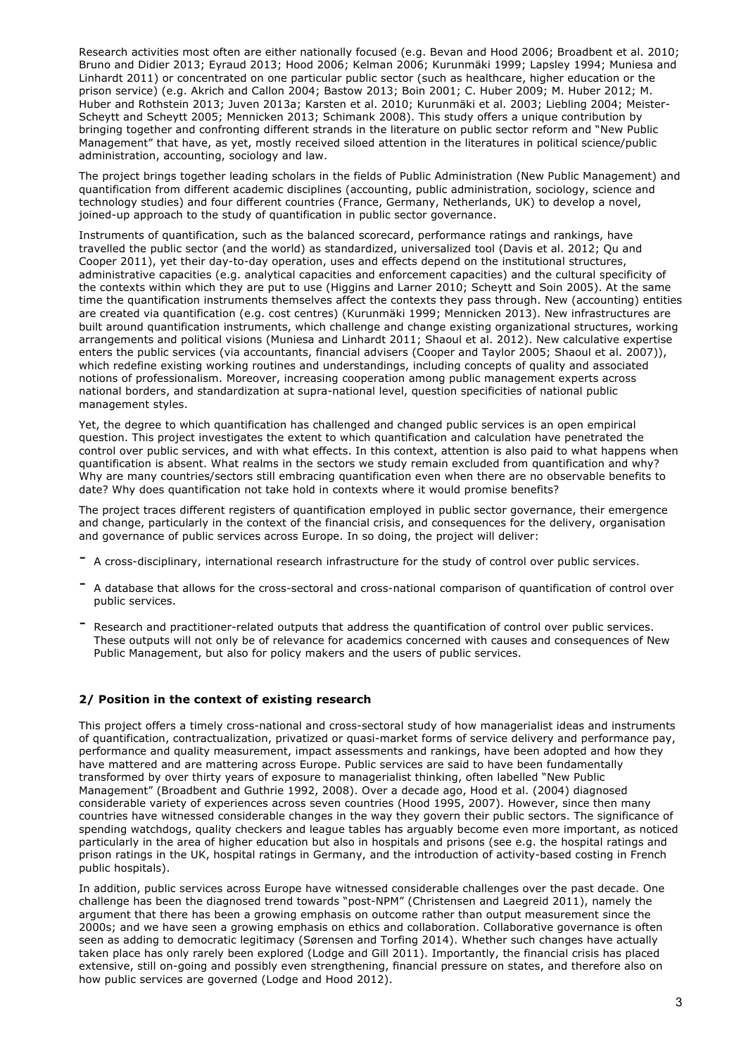Research activities most often are either nationally focused (e.g. Bevan and Hood 2006; Broadbent et al. 2010; Bruno and Didier 2013; Eyraud 2013; Hood 2006; Kelman 2006; Kurunmäki 1999; Lapsley 1994; Muniesa and Linhardt 2011) or concentrated on one particular public sector (such as healthcare, higher education or the prison service) (e.g. Akrich and Callon 2004; Bastow 2013; Boin 2001; C. Huber 2009; M. Huber 2012; M. Huber and Rothstein 2013; Juven 2013a; Karsten et al. 2010; Kurunmäki et al. 2003; Liebling 2004; Meister-Scheytt and Scheytt 2005; Mennicken 2013; Schimank 2008). This study offers a unique contribution by bringing together and confronting different strands in the literature on public sector reform and "New Public Management" that have, as yet, mostly received siloed attention in the literatures in political science/public administration, accounting, sociology and law.

The project brings together leading scholars in the fields of Public Administration (New Public Management) and quantification from different academic disciplines (accounting, public administration, sociology, science and technology studies) and four different countries (France, Germany, Netherlands, UK) to develop a novel, joined-up approach to the study of quantification in public sector governance.

Instruments of quantification, such as the balanced scorecard, performance ratings and rankings, have travelled the public sector (and the world) as standardized, universalized tool (Davis et al. 2012; Qu and Cooper 2011), yet their day-to-day operation, uses and effects depend on the institutional structures, administrative capacities (e.g. analytical capacities and enforcement capacities) and the cultural specificity of the contexts within which they are put to use (Higgins and Larner 2010; Scheytt and Soin 2005). At the same time the quantification instruments themselves affect the contexts they pass through. New (accounting) entities are created via quantification (e.g. cost centres) (Kurunmäki 1999; Mennicken 2013). New infrastructures are built around quantification instruments, which challenge and change existing organizational structures, working arrangements and political visions (Muniesa and Linhardt 2011; Shaoul et al. 2012). New calculative expertise enters the public services (via accountants, financial advisers (Cooper and Taylor 2005; Shaoul et al. 2007)), which redefine existing working routines and understandings, including concepts of quality and associated notions of professionalism. Moreover, increasing cooperation among public management experts across national borders, and standardization at supra-national level, question specificities of national public management styles.

Yet, the degree to which quantification has challenged and changed public services is an open empirical question. This project investigates the extent to which quantification and calculation have penetrated the control over public services, and with what effects. In this context, attention is also paid to what happens when quantification is absent. What realms in the sectors we study remain excluded from quantification and why? Why are many countries/sectors still embracing quantification even when there are no observable benefits to date? Why does quantification not take hold in contexts where it would promise benefits?

The project traces different registers of quantification employed in public sector governance, their emergence and change, particularly in the context of the financial crisis, and consequences for the delivery, organisation and governance of public services across Europe. In so doing, the project will deliver:

- A cross-disciplinary, international research infrastructure for the study of control over public services.
- A database that allows for the cross-sectoral and cross-national comparison of quantification of control over public services.
- Research and practitioner-related outputs that address the quantification of control over public services. These outputs will not only be of relevance for academics concerned with causes and consequences of New Public Management, but also for policy makers and the users of public services.

## 2/ Position in the context of existing research

This project offers a timely cross-national and cross-sectoral study of how managerialist ideas and instruments of quantification, contractualization, privatized or quasi-market forms of service delivery and performance pay, performance and quality measurement, impact assessments and rankings, have been adopted and how they have mattered and are mattering across Europe. Public services are said to have been fundamentally transformed by over thirty years of exposure to managerialist thinking, often labelled "New Public Management" (Broadbent and Guthrie 1992, 2008). Over a decade ago, Hood et al. (2004) diagnosed considerable variety of experiences across seven countries (Hood 1995, 2007). However, since then many countries have witnessed considerable changes in the way they govern their public sectors. The significance of spending watchdogs, quality checkers and league tables has arguably become even more important, as noticed particularly in the area of higher education but also in hospitals and prisons (see e.g. the hospital ratings and prison ratings in the UK, hospital ratings in Germany, and the introduction of activity-based costing in French public hospitals).

In addition, public services across Europe have witnessed considerable challenges over the past decade. One challenge has been the diagnosed trend towards "post-NPM" (Christensen and Laegreid 2011), namely the argument that there has been a growing emphasis on outcome rather than output measurement since the 2000s; and we have seen a growing emphasis on ethics and collaboration. Collaborative governance is often seen as adding to democratic legitimacy (Sørensen and Torfing 2014). Whether such changes have actually taken place has only rarely been explored (Lodge and Gill 2011). Importantly, the financial crisis has placed extensive, still on-going and possibly even strengthening, financial pressure on states, and therefore also on how public services are governed (Lodge and Hood 2012).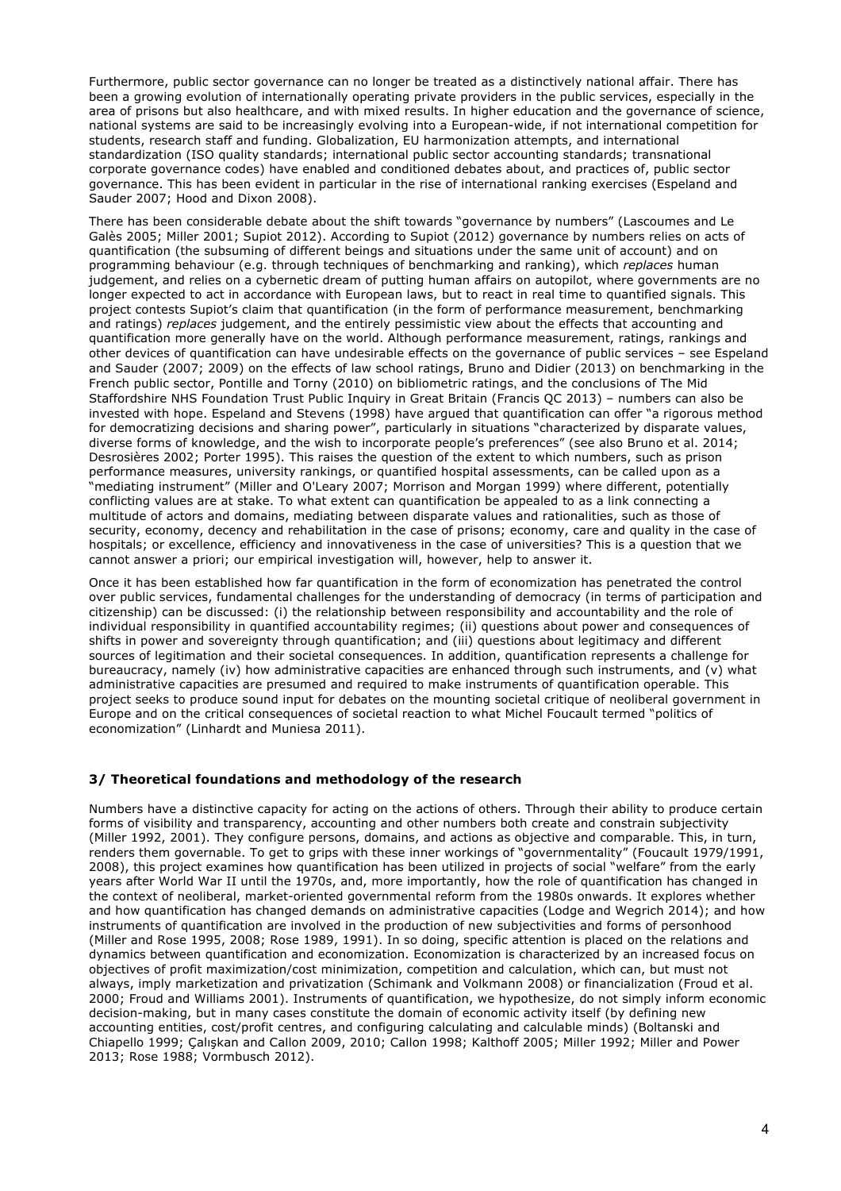Furthermore, public sector governance can no longer be treated as a distinctively national affair. There has been a growing evolution of internationally operating private providers in the public services, especially in the area of prisons but also healthcare, and with mixed results. In higher education and the governance of science, national systems are said to be increasingly evolving into a European-wide, if not international competition for students, research staff and funding. Globalization, EU harmonization attempts, and international standardization (ISO quality standards; international public sector accounting standards; transnational corporate governance codes) have enabled and conditioned debates about, and practices of, public sector governance. This has been evident in particular in the rise of international ranking exercises (Espeland and Sauder 2007; Hood and Dixon 2008).

There has been considerable debate about the shift towards "governance by numbers" (Lascoumes and Le Galès 2005; Miller 2001; Supiot 2012). According to Supiot (2012) governance by numbers relies on acts of quantification (the subsuming of different beings and situations under the same unit of account) and on programming behaviour (e.g. through techniques of benchmarking and ranking), which *replaces* human judgement, and relies on a cybernetic dream of putting human affairs on autopilot, where governments are no longer expected to act in accordance with European laws, but to react in real time to quantified signals. This project contests Supiot's claim that quantification (in the form of performance measurement, benchmarking and ratings) *replaces* judgement, and the entirely pessimistic view about the effects that accounting and quantification more generally have on the world. Although performance measurement, ratings, rankings and other devices of quantification can have undesirable effects on the governance of public services – see Espeland and Sauder (2007; 2009) on the effects of law school ratings, Bruno and Didier (2013) on benchmarking in the French public sector, Pontille and Torny (2010) on bibliometric ratings, and the conclusions of The Mid Staffordshire NHS Foundation Trust Public Inquiry in Great Britain (Francis QC 2013) – numbers can also be invested with hope. Espeland and Stevens (1998) have argued that quantification can offer "a rigorous method for democratizing decisions and sharing power", particularly in situations "characterized by disparate values, diverse forms of knowledge, and the wish to incorporate people's preferences" (see also Bruno et al. 2014; Desrosières 2002; Porter 1995). This raises the question of the extent to which numbers, such as prison performance measures, university rankings, or quantified hospital assessments, can be called upon as a "mediating instrument" (Miller and O'Leary 2007; Morrison and Morgan 1999) where different, potentially conflicting values are at stake. To what extent can quantification be appealed to as a link connecting a multitude of actors and domains, mediating between disparate values and rationalities, such as those of security, economy, decency and rehabilitation in the case of prisons; economy, care and quality in the case of hospitals; or excellence, efficiency and innovativeness in the case of universities? This is a question that we cannot answer a priori; our empirical investigation will, however, help to answer it.

Once it has been established how far quantification in the form of economization has penetrated the control over public services, fundamental challenges for the understanding of democracy (in terms of participation and citizenship) can be discussed: (i) the relationship between responsibility and accountability and the role of individual responsibility in quantified accountability regimes; (ii) questions about power and consequences of shifts in power and sovereignty through quantification; and (iii) questions about legitimacy and different sources of legitimation and their societal consequences. In addition, quantification represents a challenge for bureaucracy, namely (iv) how administrative capacities are enhanced through such instruments, and (v) what administrative capacities are presumed and required to make instruments of quantification operable. This project seeks to produce sound input for debates on the mounting societal critique of neoliberal government in Europe and on the critical consequences of societal reaction to what Michel Foucault termed "politics of economization" (Linhardt and Muniesa 2011).

## 3/ Theoretical foundations and methodology of the research

Numbers have a distinctive capacity for acting on the actions of others. Through their ability to produce certain forms of visibility and transparency, accounting and other numbers both create and constrain subjectivity (Miller 1992, 2001). They configure persons, domains, and actions as objective and comparable. This, in turn, renders them governable. To get to grips with these inner workings of "governmentality" (Foucault 1979/1991, 2008), this project examines how quantification has been utilized in projects of social "welfare" from the early years after World War II until the 1970s, and, more importantly, how the role of quantification has changed in the context of neoliberal, market-oriented governmental reform from the 1980s onwards. It explores whether and how quantification has changed demands on administrative capacities (Lodge and Wegrich 2014); and how instruments of quantification are involved in the production of new subjectivities and forms of personhood (Miller and Rose 1995, 2008; Rose 1989, 1991). In so doing, specific attention is placed on the relations and dynamics between quantification and economization. Economization is characterized by an increased focus on objectives of profit maximization/cost minimization, competition and calculation, which can, but must not always, imply marketization and privatization (Schimank and Volkmann 2008) or financialization (Froud et al. 2000; Froud and Williams 2001). Instruments of quantification, we hypothesize, do not simply inform economic decision-making, but in many cases constitute the domain of economic activity itself (by defining new accounting entities, cost/profit centres, and configuring calculating and calculable minds) (Boltanski and Chiapello 1999; Çalışkan and Callon 2009, 2010; Callon 1998; Kalthoff 2005; Miller 1992; Miller and Power 2013; Rose 1988; Vormbusch 2012).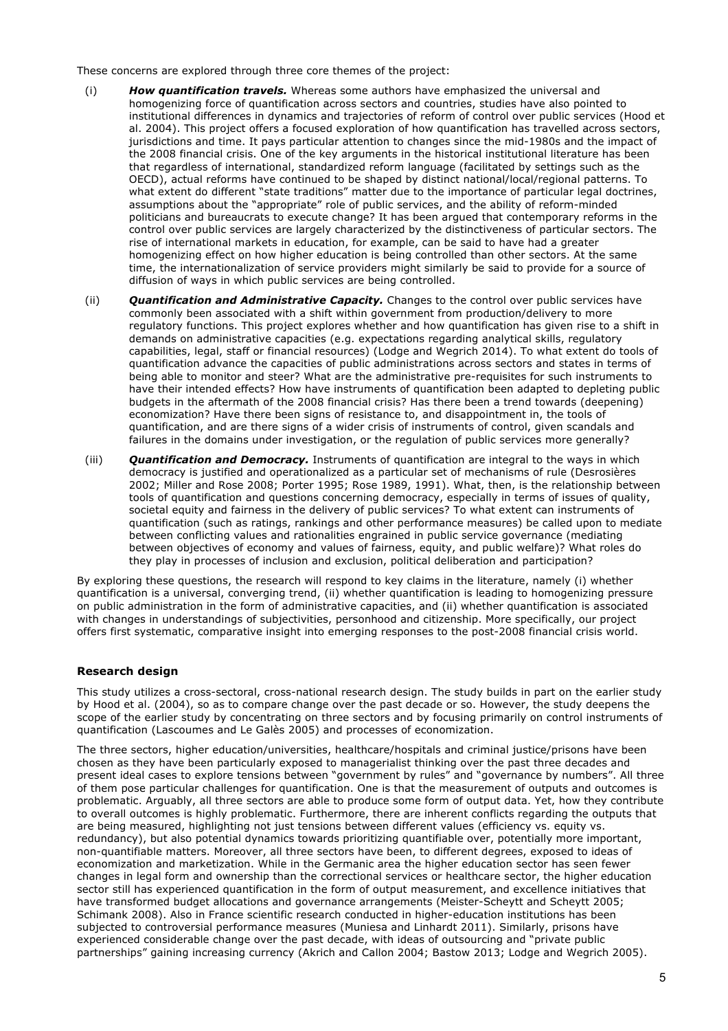These concerns are explored through three core themes of the project:

(i) ***How quantification travels.*** Whereas some authors have emphasized the universal and homogenizing force of quantification across sectors and countries, studies have also pointed to institutional differences in dynamics and trajectories of reform of control over public services (Hood et al. 2004). This project offers a focused exploration of how quantification has travelled across sectors, jurisdictions and time. It pays particular attention to changes since the mid-1980s and the impact of the 2008 financial crisis. One of the key arguments in the historical institutional literature has been that regardless of international, standardized reform language (facilitated by settings such as the OECD), actual reforms have continued to be shaped by distinct national/local/regional patterns. To what extent do different "state traditions" matter due to the importance of particular legal doctrines, assumptions about the "appropriate" role of public services, and the ability of reform-minded politicians and bureaucrats to execute change? It has been argued that contemporary reforms in the control over public services are largely characterized by the distinctiveness of particular sectors. The rise of international markets in education, for example, can be said to have had a greater homogenizing effect on how higher education is being controlled than other sectors. At the same time, the internationalization of service providers might similarly be said to provide for a source of diffusion of ways in which public services are being controlled.

(ii) ***Quantification and Administrative Capacity.*** Changes to the control over public services have commonly been associated with a shift within government from production/delivery to more regulatory functions. This project explores whether and how quantification has given rise to a shift in demands on administrative capacities (e.g. expectations regarding analytical skills, regulatory capabilities, legal, staff or financial resources) (Lodge and Wegrich 2014). To what extent do tools of quantification advance the capacities of public administrations across sectors and states in terms of being able to monitor and steer? What are the administrative pre-requisites for such instruments to have their intended effects? How have instruments of quantification been adapted to depleting public budgets in the aftermath of the 2008 financial crisis? Has there been a trend towards (deepening) economization? Have there been signs of resistance to, and disappointment in, the tools of quantification, and are there signs of a wider crisis of instruments of control, given scandals and failures in the domains under investigation, or the regulation of public services more generally?

(iii) ***Quantification and Democracy.*** Instruments of quantification are integral to the ways in which democracy is justified and operationalized as a particular set of mechanisms of rule (Desrosières 2002; Miller and Rose 2008; Porter 1995; Rose 1989, 1991). What, then, is the relationship between tools of quantification and questions concerning democracy, especially in terms of issues of quality, societal equity and fairness in the delivery of public services? To what extent can instruments of quantification (such as ratings, rankings and other performance measures) be called upon to mediate between conflicting values and rationalities engrained in public service governance (mediating between objectives of economy and values of fairness, equity, and public welfare)? What roles do they play in processes of inclusion and exclusion, political deliberation and participation?

By exploring these questions, the research will respond to key claims in the literature, namely (i) whether quantification is a universal, converging trend, (ii) whether quantification is leading to homogenizing pressure on public administration in the form of administrative capacities, and (ii) whether quantification is associated with changes in understandings of subjectivities, personhood and citizenship. More specifically, our project offers first systematic, comparative insight into emerging responses to the post-2008 financial crisis world.

## Research design

This study utilizes a cross-sectoral, cross-national research design. The study builds in part on the earlier study by Hood et al. (2004), so as to compare change over the past decade or so. However, the study deepens the scope of the earlier study by concentrating on three sectors and by focusing primarily on control instruments of quantification (Lascoumes and Le Galès 2005) and processes of economization.

The three sectors, higher education/universities, healthcare/hospitals and criminal justice/prisons have been chosen as they have been particularly exposed to managerialist thinking over the past three decades and present ideal cases to explore tensions between "government by rules" and "governance by numbers". All three of them pose particular challenges for quantification. One is that the measurement of outputs and outcomes is problematic. Arguably, all three sectors are able to produce some form of output data. Yet, how they contribute to overall outcomes is highly problematic. Furthermore, there are inherent conflicts regarding the outputs that are being measured, highlighting not just tensions between different values (efficiency vs. equity vs. redundancy), but also potential dynamics towards prioritizing quantifiable over, potentially more important, non-quantifiable matters. Moreover, all three sectors have been, to different degrees, exposed to ideas of economization and marketization. While in the Germanic area the higher education sector has seen fewer changes in legal form and ownership than the correctional services or healthcare sector, the higher education sector still has experienced quantification in the form of output measurement, and excellence initiatives that have transformed budget allocations and governance arrangements (Meister-Scheytt and Scheytt 2005; Schimank 2008). Also in France scientific research conducted in higher-education institutions has been subjected to controversial performance measures (Muniesa and Linhardt 2011). Similarly, prisons have experienced considerable change over the past decade, with ideas of outsourcing and "private public partnerships" gaining increasing currency (Akrich and Callon 2004; Bastow 2013; Lodge and Wegrich 2005).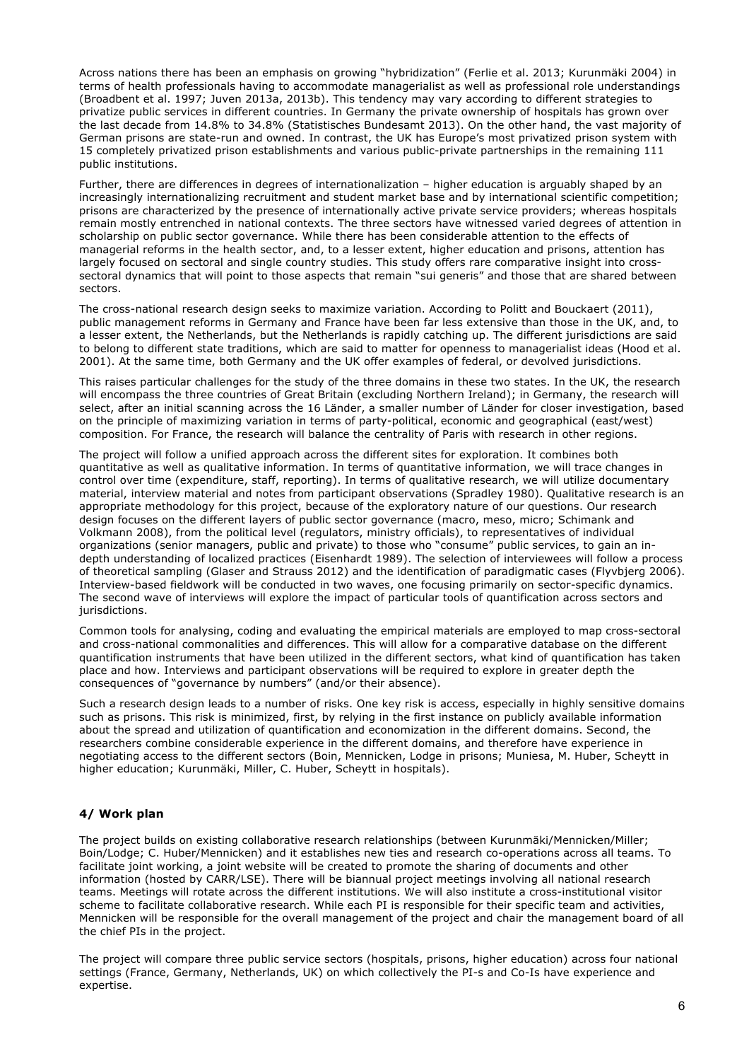Across nations there has been an emphasis on growing "hybridization" (Ferlie et al. 2013; Kurunmäki 2004) in terms of health professionals having to accommodate managerialist as well as professional role understandings (Broadbent et al. 1997; Juven 2013a, 2013b). This tendency may vary according to different strategies to privatize public services in different countries. In Germany the private ownership of hospitals has grown over the last decade from 14.8% to 34.8% (Statistisches Bundesamt 2013). On the other hand, the vast majority of German prisons are state-run and owned. In contrast, the UK has Europe's most privatized prison system with 15 completely privatized prison establishments and various public-private partnerships in the remaining 111 public institutions.

Further, there are differences in degrees of internationalization – higher education is arguably shaped by an increasingly internationalizing recruitment and student market base and by international scientific competition; prisons are characterized by the presence of internationally active private service providers; whereas hospitals remain mostly entrenched in national contexts. The three sectors have witnessed varied degrees of attention in scholarship on public sector governance. While there has been considerable attention to the effects of managerial reforms in the health sector, and, to a lesser extent, higher education and prisons, attention has largely focused on sectoral and single country studies. This study offers rare comparative insight into cross-sectoral dynamics that will point to those aspects that remain "sui generis" and those that are shared between sectors.

The cross-national research design seeks to maximize variation. According to Politt and Bouckaert (2011), public management reforms in Germany and France have been far less extensive than those in the UK, and, to a lesser extent, the Netherlands, but the Netherlands is rapidly catching up. The different jurisdictions are said to belong to different state traditions, which are said to matter for openness to managerialist ideas (Hood et al. 2001). At the same time, both Germany and the UK offer examples of federal, or devolved jurisdictions.

This raises particular challenges for the study of the three domains in these two states. In the UK, the research will encompass the three countries of Great Britain (excluding Northern Ireland); in Germany, the research will select, after an initial scanning across the 16 Länder, a smaller number of Länder for closer investigation, based on the principle of maximizing variation in terms of party-political, economic and geographical (east/west) composition. For France, the research will balance the centrality of Paris with research in other regions.

The project will follow a unified approach across the different sites for exploration. It combines both quantitative as well as qualitative information. In terms of quantitative information, we will trace changes in control over time (expenditure, staff, reporting). In terms of qualitative research, we will utilize documentary material, interview material and notes from participant observations (Spradley 1980). Qualitative research is an appropriate methodology for this project, because of the exploratory nature of our questions. Our research design focuses on the different layers of public sector governance (macro, meso, micro; Schimank and Volkmann 2008), from the political level (regulators, ministry officials), to representatives of individual organizations (senior managers, public and private) to those who "consume" public services, to gain an in-depth understanding of localized practices (Eisenhardt 1989). The selection of interviewees will follow a process of theoretical sampling (Glaser and Strauss 2012) and the identification of paradigmatic cases (Flyvbjerg 2006). Interview-based fieldwork will be conducted in two waves, one focusing primarily on sector-specific dynamics. The second wave of interviews will explore the impact of particular tools of quantification across sectors and jurisdictions.

Common tools for analysing, coding and evaluating the empirical materials are employed to map cross-sectoral and cross-national commonalities and differences. This will allow for a comparative database on the different quantification instruments that have been utilized in the different sectors, what kind of quantification has taken place and how. Interviews and participant observations will be required to explore in greater depth the consequences of "governance by numbers" (and/or their absence).

Such a research design leads to a number of risks. One key risk is access, especially in highly sensitive domains such as prisons. This risk is minimized, first, by relying in the first instance on publicly available information about the spread and utilization of quantification and economization in the different domains. Second, the researchers combine considerable experience in the different domains, and therefore have experience in negotiating access to the different sectors (Boin, Mennicken, Lodge in prisons; Muniesa, M. Huber, Scheytt in higher education; Kurunmäki, Miller, C. Huber, Scheytt in hospitals).

## 4/ Work plan

The project builds on existing collaborative research relationships (between Kurunmäki/Mennicken/Miller; Boin/Lodge; C. Huber/Mennicken) and it establishes new ties and research co-operations across all teams. To facilitate joint working, a joint website will be created to promote the sharing of documents and other information (hosted by CARR/LSE). There will be biannual project meetings involving all national research teams. Meetings will rotate across the different institutions. We will also institute a cross-institutional visitor scheme to facilitate collaborative research. While each PI is responsible for their specific team and activities, Mennicken will be responsible for the overall management of the project and chair the management board of all the chief PIs in the project.

The project will compare three public service sectors (hospitals, prisons, higher education) across four national settings (France, Germany, Netherlands, UK) on which collectively the PI-s and Co-Is have experience and expertise.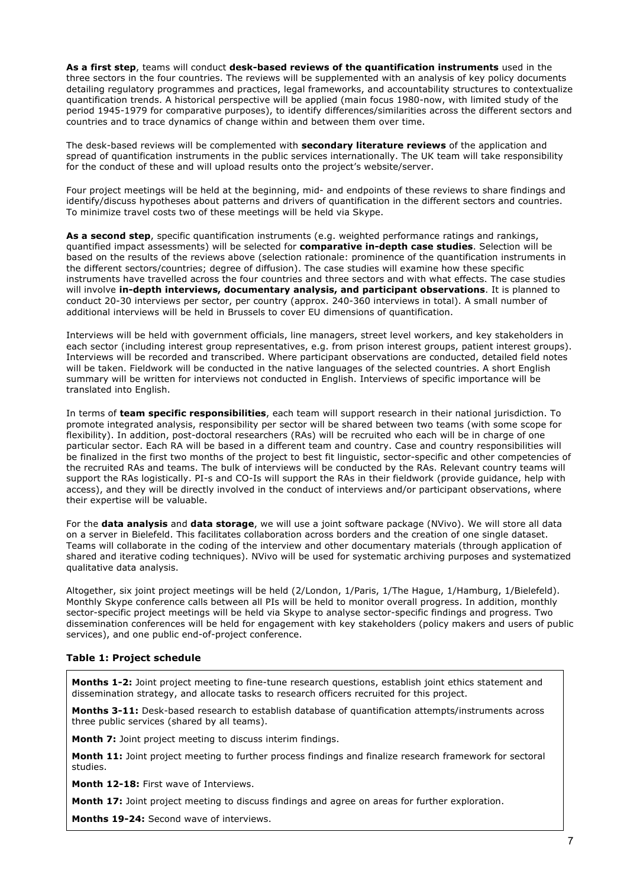**As a first step**, teams will conduct **desk-based reviews of the quantification instruments** used in the three sectors in the four countries. The reviews will be supplemented with an analysis of key policy documents detailing regulatory programmes and practices, legal frameworks, and accountability structures to contextualize quantification trends. A historical perspective will be applied (main focus 1980-now, with limited study of the period 1945-1979 for comparative purposes), to identify differences/similarities across the different sectors and countries and to trace dynamics of change within and between them over time.

The desk-based reviews will be complemented with **secondary literature reviews** of the application and spread of quantification instruments in the public services internationally. The UK team will take responsibility for the conduct of these and will upload results onto the project's website/server.

Four project meetings will be held at the beginning, mid- and endpoints of these reviews to share findings and identify/discuss hypotheses about patterns and drivers of quantification in the different sectors and countries. To minimize travel costs two of these meetings will be held via Skype.

**As a second step**, specific quantification instruments (e.g. weighted performance ratings and rankings, quantified impact assessments) will be selected for **comparative in-depth case studies**. Selection will be based on the results of the reviews above (selection rationale: prominence of the quantification instruments in the different sectors/countries; degree of diffusion). The case studies will examine how these specific instruments have travelled across the four countries and three sectors and with what effects. The case studies will involve **in-depth interviews, documentary analysis, and participant observations**. It is planned to conduct 20-30 interviews per sector, per country (approx. 240-360 interviews in total). A small number of additional interviews will be held in Brussels to cover EU dimensions of quantification.

Interviews will be held with government officials, line managers, street level workers, and key stakeholders in each sector (including interest group representatives, e.g. from prison interest groups, patient interest groups). Interviews will be recorded and transcribed. Where participant observations are conducted, detailed field notes will be taken. Fieldwork will be conducted in the native languages of the selected countries. A short English summary will be written for interviews not conducted in English. Interviews of specific importance will be translated into English.

In terms of **team specific responsibilities**, each team will support research in their national jurisdiction. To promote integrated analysis, responsibility per sector will be shared between two teams (with some scope for flexibility). In addition, post-doctoral researchers (RAs) will be recruited who each will be in charge of one particular sector. Each RA will be based in a different team and country. Case and country responsibilities will be finalized in the first two months of the project to best fit linguistic, sector-specific and other competencies of the recruited RAs and teams. The bulk of interviews will be conducted by the RAs. Relevant country teams will support the RAs logistically. PI-s and CO-Is will support the RAs in their fieldwork (provide guidance, help with access), and they will be directly involved in the conduct of interviews and/or participant observations, where their expertise will be valuable.

For the **data analysis** and **data storage**, we will use a joint software package (NVivo). We will store all data on a server in Bielefeld. This facilitates collaboration across borders and the creation of one single dataset. Teams will collaborate in the coding of the interview and other documentary materials (through application of shared and iterative coding techniques). NVivo will be used for systematic archiving purposes and systematized qualitative data analysis.

Altogether, six joint project meetings will be held (2/London, 1/Paris, 1/The Hague, 1/Hamburg, 1/Bielefeld). Monthly Skype conference calls between all PIs will be held to monitor overall progress. In addition, monthly sector-specific project meetings will be held via Skype to analyse sector-specific findings and progress. Two dissemination conferences will be held for engagement with key stakeholders (policy makers and users of public services), and one public end-of-project conference.

### Table 1: Project schedule

**Months 1-2:** Joint project meeting to fine-tune research questions, establish joint ethics statement and dissemination strategy, and allocate tasks to research officers recruited for this project.

**Months 3-11:** Desk-based research to establish database of quantification attempts/instruments across three public services (shared by all teams).

**Month 7:** Joint project meeting to discuss interim findings.

**Month 11:** Joint project meeting to further process findings and finalize research framework for sectoral studies.

**Month 12-18:** First wave of Interviews.

**Month 17:** Joint project meeting to discuss findings and agree on areas for further exploration.

**Months 19-24:** Second wave of interviews.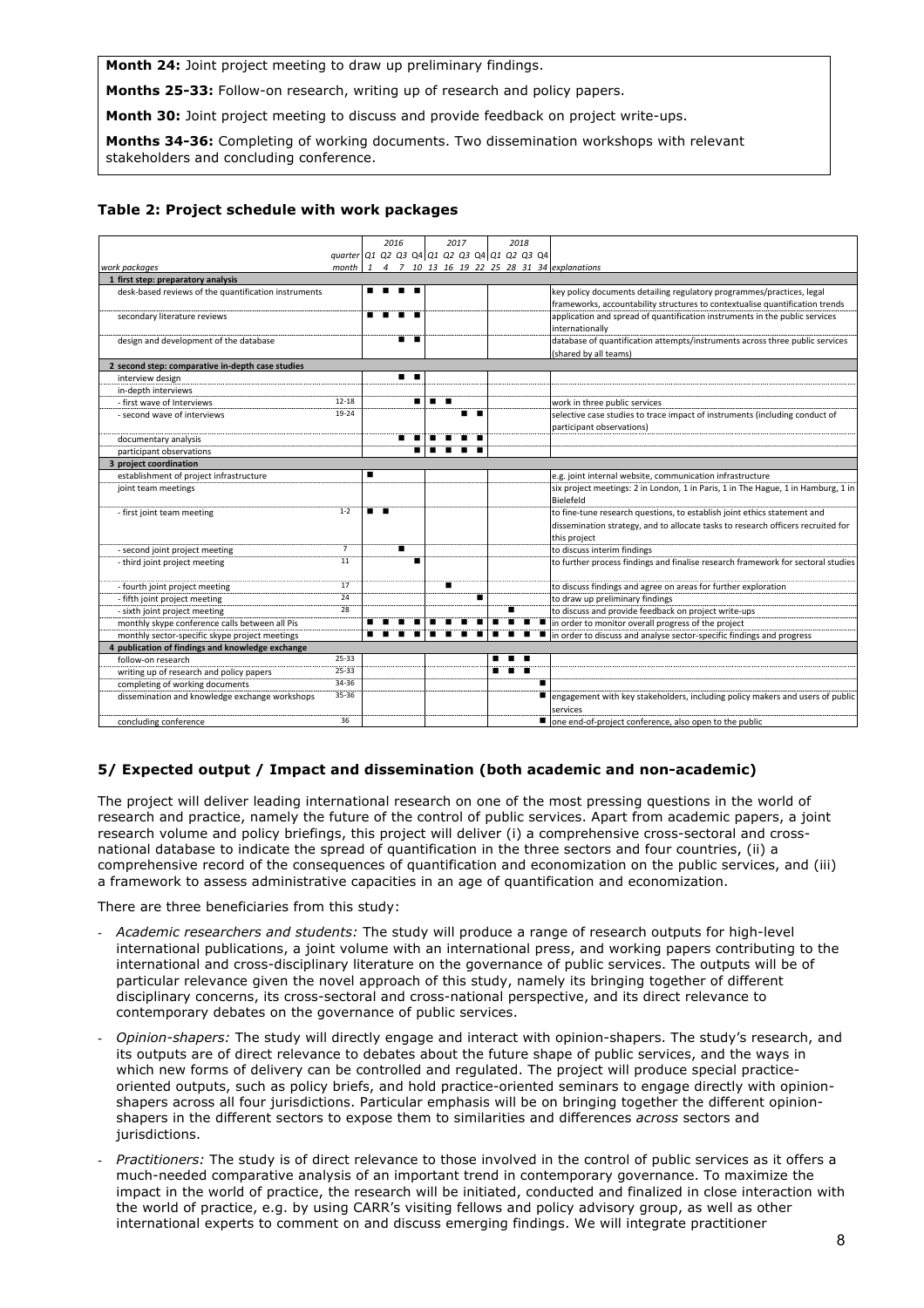**Month 24:** Joint project meeting to draw up preliminary findings.

**Months 25-33:** Follow-on research, writing up of research and policy papers.

**Month 30:** Joint project meeting to discuss and provide feedback on project write-ups.

**Months 34-36:** Completing of working documents. Two dissemination workshops with relevant stakeholders and concluding conference.

### Table 2: Project schedule with work packages

| | | 2016 | | | | 2017 | | | | 2018 | | | | |
|---|---|---|---|---|---|---|---|---|---|---|---|---|---|---|
| | quarter | Q1 | Q2 | Q3 | Q4 | Q1 | Q2 | Q3 | Q4 | Q1 | Q2 | Q3 | Q4 | |
| *work packages* | month | 1 | 4 | 7 | 10 | 13 | 16 | 19 | 22 | 25 | 28 | 31 | 34 | *explanations* |
| **1 first step: preparatory analysis** | | | | | | | | | | | | | | |
| desk-based reviews of the quantification instruments | | ■ | ■ | ■ | ■ | | | | | | | | | key policy documents detailing regulatory programmes/practices, legal frameworks, accountability structures to contextualise quantification trends |
| secondary literature reviews | | ■ | ■ | ■ | ■ | | | | | | | | | application and spread of quantification instruments in the public services internationally |
| design and development of the database | | | | ■ | ■ | | | | | | | | | database of quantification attempts/instruments across three public services (shared by all teams) |
| **2 second step: comparative in-depth case studies** | | | | | | | | | | | | | | |
| interview design | | | | ■ | ■ | | | | | | | | | |
| in-depth interviews | | | | | | | | | | | | | | |
| - first wave of Interviews | 12-18 | | | | ■ | ■ | ■ | | | | | | | work in three public services |
| - second wave of interviews | 19-24 | | | | | | | ■ | ■ | | | | | selective case studies to trace impact of instruments (including conduct of participant observations) |
| documentary analysis | | | | ■ | ■ | ■ | ■ | ■ | ■ | | | | | |
| participant observations | | | | | ■ | ■ | ■ | ■ | ■ | | | | | |
| **3 project coordination** | | | | | | | | | | | | | | |
| establishment of project infrastructure | | ■ | | | | | | | | | | | | e.g. joint internal website, communication infrastructure |
| joint team meetings | | | | | | | | | | | | | | six project meetings: 2 in London, 1 in Paris, 1 in The Hague, 1 in Hamburg, 1 in Bielefeld |
| - first joint team meeting | 1-2 | ■ | ■ | | | | | | | | | | | to fine-tune research questions, to establish joint ethics statement and dissemination strategy, and to allocate tasks to research officers recruited for this project |
| - second joint project meeting | 7 | | | ■ | | | | | | | | | | to discuss interim findings |
| - third joint project meeting | 11 | | | | ■ | | | | | | | | | to further process findings and finalise research framework for sectoral studies |
| - fourth joint project meeting | 17 | | | | | | ■ | | | | | | | to discuss findings and agree on areas for further exploration |
| - fifth joint project meeting | 24 | | | | | | | | ■ | | | | | to draw up preliminary findings |
| - sixth joint project meeting | 28 | | | | | | | | | | ■ | | | to discuss and provide feedback on project write-ups |
| monthly skype conference calls between all PIs | | ■ | ■ | ■ | ■ | ■ | ■ | ■ | ■ | ■ | ■ | ■ | ■ | in order to monitor overall progress of the project |
| monthly sector-specific skype project meetings | | ■ | ■ | ■ | ■ | ■ | ■ | ■ | ■ | ■ | ■ | ■ | ■ | in order to discuss and analyse sector-specific findings and progress |
| **4 publication of findings and knowledge exchange** | | | | | | | | | | | | | | |
| follow-on research | 25-33 | | | | | | | | | ■ | ■ | ■ | | |
| writing up of research and policy papers | 25-33 | | | | | | | | | ■ | ■ | ■ | | |
| completing of working documents | 34-36 | | | | | | | | | | | | ■ | |
| dissemination and knowledge exchange workshops | 35-36 | | | | | | | | | | | | ■ | engagement with key stakeholders, including policy makers and users of public services |
| concluding conference | 36 | | | | | | | | | | | | ■ | one end-of-project conference, also open to the public |

## 5/ Expected output / Impact and dissemination (both academic and non-academic)

The project will deliver leading international research on one of the most pressing questions in the world of research and practice, namely the future of the control of public services. Apart from academic papers, a joint research volume and policy briefings, this project will deliver (i) a comprehensive cross-sectoral and cross-national database to indicate the spread of quantification in the three sectors and four countries, (ii) a comprehensive record of the consequences of quantification and economization on the public services, and (iii) a framework to assess administrative capacities in an age of quantification and economization.

There are three beneficiaries from this study:

- *Academic researchers and students:* The study will produce a range of research outputs for high-level international publications, a joint volume with an international press, and working papers contributing to the international and cross-disciplinary literature on the governance of public services. The outputs will be of particular relevance given the novel approach of this study, namely its bringing together of different disciplinary concerns, its cross-sectoral and cross-national perspective, and its direct relevance to contemporary debates on the governance of public services.
- *Opinion-shapers:* The study will directly engage and interact with opinion-shapers. The study's research, and its outputs are of direct relevance to debates about the future shape of public services, and the ways in which new forms of delivery can be controlled and regulated. The project will produce special practice-oriented outputs, such as policy briefs, and hold practice-oriented seminars to engage directly with opinion-shapers across all four jurisdictions. Particular emphasis will be on bringing together the different opinion-shapers in the different sectors to expose them to similarities and differences *across* sectors and jurisdictions.
- *Practitioners:* The study is of direct relevance to those involved in the control of public services as it offers a much-needed comparative analysis of an important trend in contemporary governance. To maximize the impact in the world of practice, the research will be initiated, conducted and finalized in close interaction with the world of practice, e.g. by using CARR's visiting fellows and policy advisory group, as well as other international experts to comment on and discuss emerging findings. We will integrate practitioner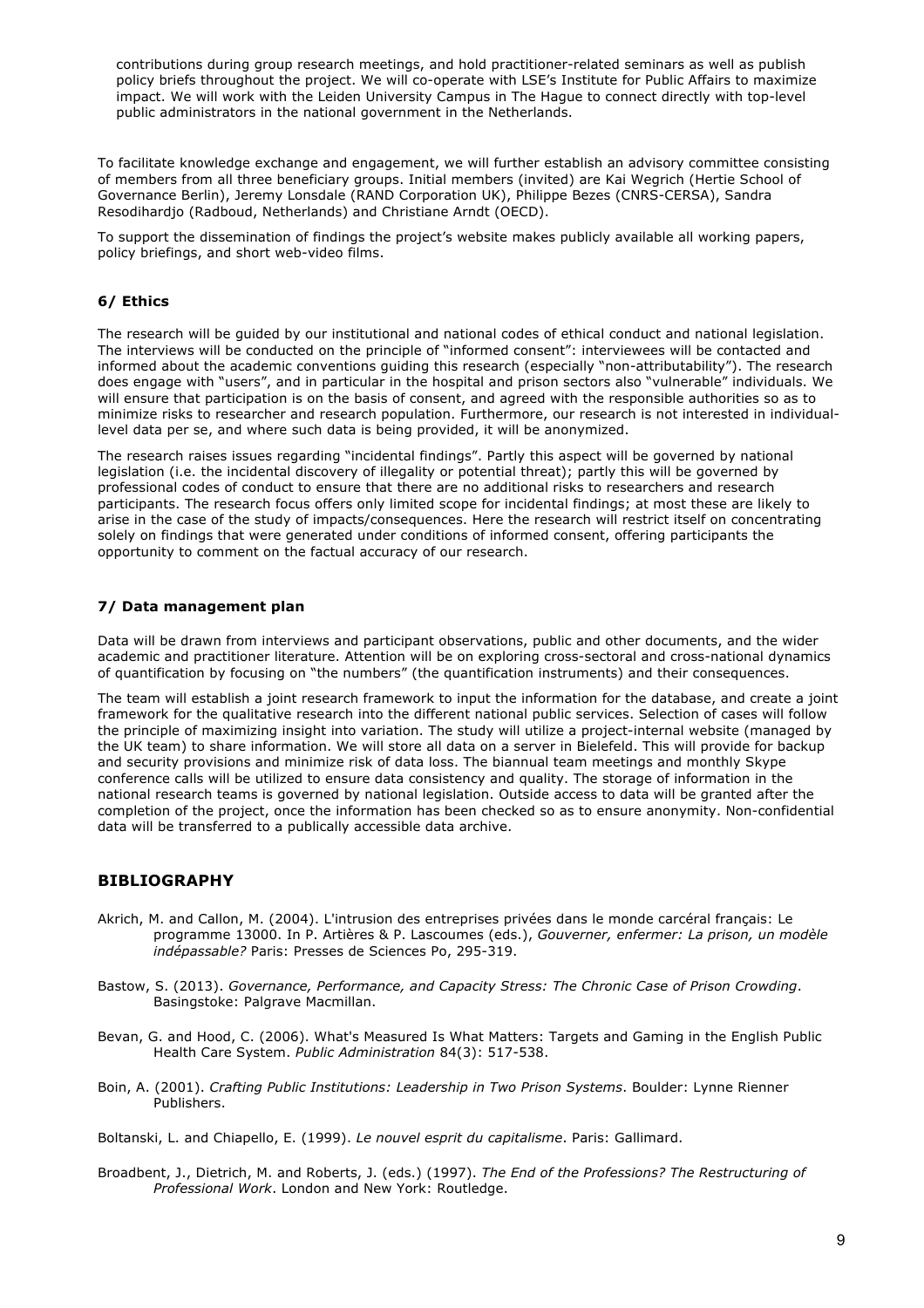contributions during group research meetings, and hold practitioner-related seminars as well as publish policy briefs throughout the project. We will co-operate with LSE's Institute for Public Affairs to maximize impact. We will work with the Leiden University Campus in The Hague to connect directly with top-level public administrators in the national government in the Netherlands.

To facilitate knowledge exchange and engagement, we will further establish an advisory committee consisting of members from all three beneficiary groups. Initial members (invited) are Kai Wegrich (Hertie School of Governance Berlin), Jeremy Lonsdale (RAND Corporation UK), Philippe Bezes (CNRS-CERSA), Sandra Resodihardjo (Radboud, Netherlands) and Christiane Arndt (OECD).

To support the dissemination of findings the project's website makes publicly available all working papers, policy briefings, and short web-video films.

### 6/ Ethics

The research will be guided by our institutional and national codes of ethical conduct and national legislation. The interviews will be conducted on the principle of "informed consent": interviewees will be contacted and informed about the academic conventions guiding this research (especially "non-attributability"). The research does engage with "users", and in particular in the hospital and prison sectors also "vulnerable" individuals. We will ensure that participation is on the basis of consent, and agreed with the responsible authorities so as to minimize risks to researcher and research population. Furthermore, our research is not interested in individual-level data per se, and where such data is being provided, it will be anonymized.

The research raises issues regarding "incidental findings". Partly this aspect will be governed by national legislation (i.e. the incidental discovery of illegality or potential threat); partly this will be governed by professional codes of conduct to ensure that there are no additional risks to researchers and research participants. The research focus offers only limited scope for incidental findings; at most these are likely to arise in the case of the study of impacts/consequences. Here the research will restrict itself on concentrating solely on findings that were generated under conditions of informed consent, offering participants the opportunity to comment on the factual accuracy of our research.

### 7/ Data management plan

Data will be drawn from interviews and participant observations, public and other documents, and the wider academic and practitioner literature. Attention will be on exploring cross-sectoral and cross-national dynamics of quantification by focusing on "the numbers" (the quantification instruments) and their consequences.

The team will establish a joint research framework to input the information for the database, and create a joint framework for the qualitative research into the different national public services. Selection of cases will follow the principle of maximizing insight into variation. The study will utilize a project-internal website (managed by the UK team) to share information. We will store all data on a server in Bielefeld. This will provide for backup and security provisions and minimize risk of data loss. The biannual team meetings and monthly Skype conference calls will be utilized to ensure data consistency and quality. The storage of information in the national research teams is governed by national legislation. Outside access to data will be granted after the completion of the project, once the information has been checked so as to ensure anonymity. Non-confidential data will be transferred to a publically accessible data archive.

## BIBLIOGRAPHY

Akrich, M. and Callon, M. (2004). L'intrusion des entreprises privées dans le monde carcéral français: Le programme 13000. In P. Artières & P. Lascoumes (eds.), *Gouverner, enfermer: La prison, un modèle indépassable?* Paris: Presses de Sciences Po, 295-319.

Bastow, S. (2013). *Governance, Performance, and Capacity Stress: The Chronic Case of Prison Crowding*. Basingstoke: Palgrave Macmillan.

Bevan, G. and Hood, C. (2006). What's Measured Is What Matters: Targets and Gaming in the English Public Health Care System. *Public Administration* 84(3): 517-538.

Boin, A. (2001). *Crafting Public Institutions: Leadership in Two Prison Systems*. Boulder: Lynne Rienner Publishers.

Boltanski, L. and Chiapello, E. (1999). *Le nouvel esprit du capitalisme*. Paris: Gallimard.

Broadbent, J., Dietrich, M. and Roberts, J. (eds.) (1997). *The End of the Professions? The Restructuring of Professional Work*. London and New York: Routledge.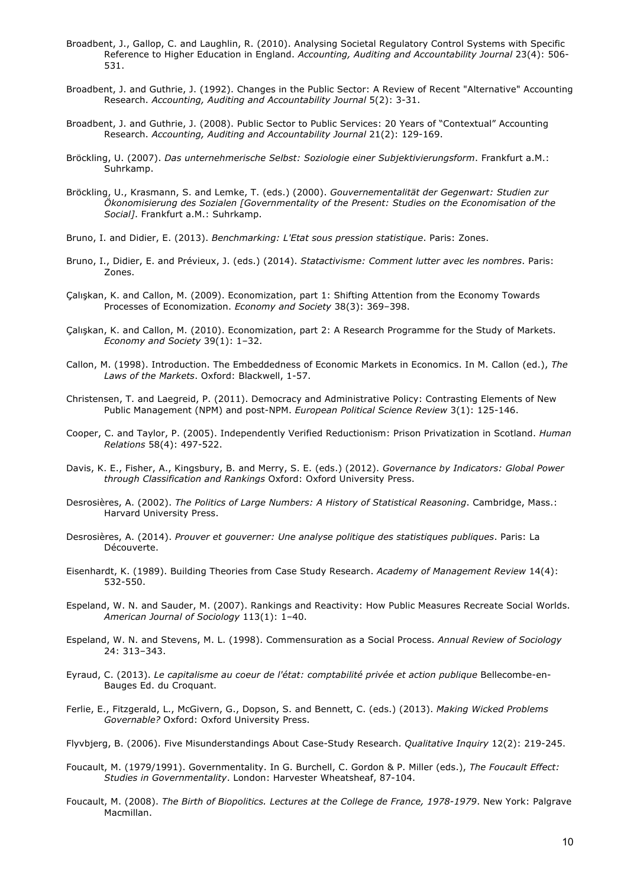Broadbent, J., Gallop, C. and Laughlin, R. (2010). Analysing Societal Regulatory Control Systems with Specific Reference to Higher Education in England. *Accounting, Auditing and Accountability Journal* 23(4): 506-531.

Broadbent, J. and Guthrie, J. (1992). Changes in the Public Sector: A Review of Recent "Alternative" Accounting Research. *Accounting, Auditing and Accountability Journal* 5(2): 3-31.

Broadbent, J. and Guthrie, J. (2008). Public Sector to Public Services: 20 Years of "Contextual" Accounting Research. *Accounting, Auditing and Accountability Journal* 21(2): 129-169.

Bröckling, U. (2007). *Das unternehmerische Selbst: Soziologie einer Subjektivierungsform*. Frankfurt a.M.: Suhrkamp.

Bröckling, U., Krasmann, S. and Lemke, T. (eds.) (2000). *Gouvernementalität der Gegenwart: Studien zur Ökonomisierung des Sozialen [Governmentality of the Present: Studies on the Economisation of the Social]*. Frankfurt a.M.: Suhrkamp.

Bruno, I. and Didier, E. (2013). *Benchmarking: L'Etat sous pression statistique*. Paris: Zones.

Bruno, I., Didier, E. and Prévieux, J. (eds.) (2014). *Statactivisme: Comment lutter avec les nombres*. Paris: Zones.

Çalışkan, K. and Callon, M. (2009). Economization, part 1: Shifting Attention from the Economy Towards Processes of Economization. *Economy and Society* 38(3): 369–398.

Çalışkan, K. and Callon, M. (2010). Economization, part 2: A Research Programme for the Study of Markets. *Economy and Society* 39(1): 1–32.

Callon, M. (1998). Introduction. The Embeddedness of Economic Markets in Economics. In M. Callon (ed.), *The Laws of the Markets*. Oxford: Blackwell, 1-57.

Christensen, T. and Laegreid, P. (2011). Democracy and Administrative Policy: Contrasting Elements of New Public Management (NPM) and post-NPM. *European Political Science Review* 3(1): 125-146.

Cooper, C. and Taylor, P. (2005). Independently Verified Reductionism: Prison Privatization in Scotland. *Human Relations* 58(4): 497-522.

Davis, K. E., Fisher, A., Kingsbury, B. and Merry, S. E. (eds.) (2012). *Governance by Indicators: Global Power through Classification and Rankings* Oxford: Oxford University Press.

Desrosières, A. (2002). *The Politics of Large Numbers: A History of Statistical Reasoning*. Cambridge, Mass.: Harvard University Press.

Desrosières, A. (2014). *Prouver et gouverner: Une analyse politique des statistiques publiques*. Paris: La Découverte.

Eisenhardt, K. (1989). Building Theories from Case Study Research. *Academy of Management Review* 14(4): 532-550.

Espeland, W. N. and Sauder, M. (2007). Rankings and Reactivity: How Public Measures Recreate Social Worlds. *American Journal of Sociology* 113(1): 1–40.

Espeland, W. N. and Stevens, M. L. (1998). Commensuration as a Social Process. *Annual Review of Sociology* 24: 313–343.

Eyraud, C. (2013). *Le capitalisme au coeur de l'état: comptabilité privée et action publique* Bellecombe-en-Bauges Ed. du Croquant.

Ferlie, E., Fitzgerald, L., McGivern, G., Dopson, S. and Bennett, C. (eds.) (2013). *Making Wicked Problems Governable?* Oxford: Oxford University Press.

Flyvbjerg, B. (2006). Five Misunderstandings About Case-Study Research. *Qualitative Inquiry* 12(2): 219-245.

Foucault, M. (1979/1991). Governmentality. In G. Burchell, C. Gordon & P. Miller (eds.), *The Foucault Effect: Studies in Governmentality*. London: Harvester Wheatsheaf, 87-104.

Foucault, M. (2008). *The Birth of Biopolitics. Lectures at the College de France, 1978-1979*. New York: Palgrave Macmillan.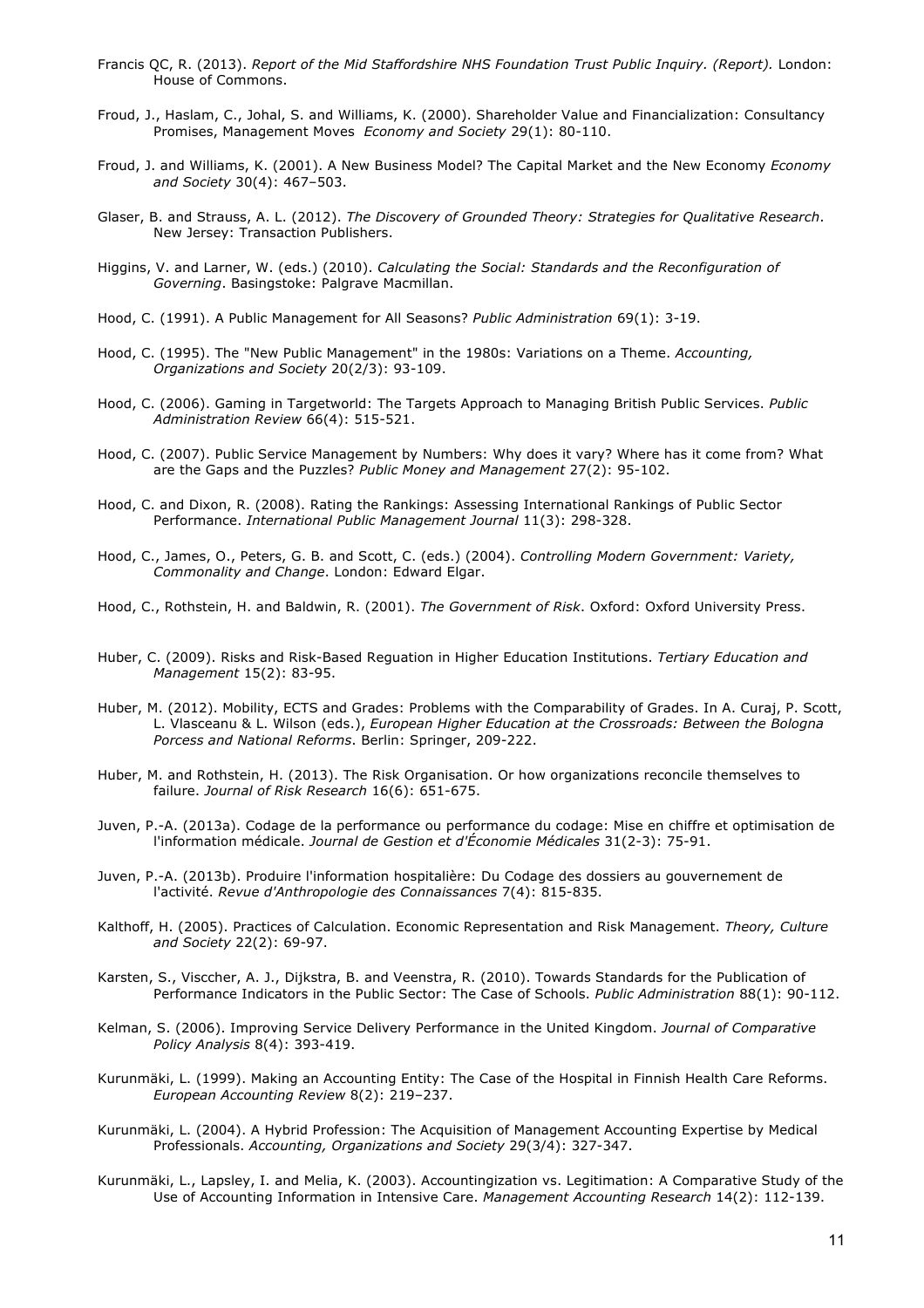Francis QC, R. (2013). *Report of the Mid Staffordshire NHS Foundation Trust Public Inquiry. (Report).* London: House of Commons.

Froud, J., Haslam, C., Johal, S. and Williams, K. (2000). Shareholder Value and Financialization: Consultancy Promises, Management Moves *Economy and Society* 29(1): 80-110.

Froud, J. and Williams, K. (2001). A New Business Model? The Capital Market and the New Economy *Economy and Society* 30(4): 467–503.

Glaser, B. and Strauss, A. L. (2012). *The Discovery of Grounded Theory: Strategies for Qualitative Research*. New Jersey: Transaction Publishers.

Higgins, V. and Larner, W. (eds.) (2010). *Calculating the Social: Standards and the Reconfiguration of Governing*. Basingstoke: Palgrave Macmillan.

Hood, C. (1991). A Public Management for All Seasons? *Public Administration* 69(1): 3-19.

Hood, C. (1995). The "New Public Management" in the 1980s: Variations on a Theme. *Accounting, Organizations and Society* 20(2/3): 93-109.

Hood, C. (2006). Gaming in Targetworld: The Targets Approach to Managing British Public Services. *Public Administration Review* 66(4): 515-521.

Hood, C. (2007). Public Service Management by Numbers: Why does it vary? Where has it come from? What are the Gaps and the Puzzles? *Public Money and Management* 27(2): 95-102.

Hood, C. and Dixon, R. (2008). Rating the Rankings: Assessing International Rankings of Public Sector Performance. *International Public Management Journal* 11(3): 298-328.

Hood, C., James, O., Peters, G. B. and Scott, C. (eds.) (2004). *Controlling Modern Government: Variety, Commonality and Change*. London: Edward Elgar.

Hood, C., Rothstein, H. and Baldwin, R. (2001). *The Government of Risk*. Oxford: Oxford University Press.

Huber, C. (2009). Risks and Risk-Based Reguation in Higher Education Institutions. *Tertiary Education and Management* 15(2): 83-95.

Huber, M. (2012). Mobility, ECTS and Grades: Problems with the Comparability of Grades. In A. Curaj, P. Scott, L. Vlasceanu & L. Wilson (eds.), *European Higher Education at the Crossroads: Between the Bologna Porcess and National Reforms*. Berlin: Springer, 209-222.

Huber, M. and Rothstein, H. (2013). The Risk Organisation. Or how organizations reconcile themselves to failure. *Journal of Risk Research* 16(6): 651-675.

Juven, P.-A. (2013a). Codage de la performance ou performance du codage: Mise en chiffre et optimisation de l'information médicale. *Journal de Gestion et d'Économie Médicales* 31(2-3): 75-91.

Juven, P.-A. (2013b). Produire l'information hospitalière: Du Codage des dossiers au gouvernement de l'activité. *Revue d'Anthropologie des Connaissances* 7(4): 815-835.

Kalthoff, H. (2005). Practices of Calculation. Economic Representation and Risk Management. *Theory, Culture and Society* 22(2): 69-97.

Karsten, S., Visccher, A. J., Dijkstra, B. and Veenstra, R. (2010). Towards Standards for the Publication of Performance Indicators in the Public Sector: The Case of Schools. *Public Administration* 88(1): 90-112.

Kelman, S. (2006). Improving Service Delivery Performance in the United Kingdom. *Journal of Comparative Policy Analysis* 8(4): 393-419.

Kurunmäki, L. (1999). Making an Accounting Entity: The Case of the Hospital in Finnish Health Care Reforms. *European Accounting Review* 8(2): 219–237.

Kurunmäki, L. (2004). A Hybrid Profession: The Acquisition of Management Accounting Expertise by Medical Professionals. *Accounting, Organizations and Society* 29(3/4): 327-347.

Kurunmäki, L., Lapsley, I. and Melia, K. (2003). Accountingization vs. Legitimation: A Comparative Study of the Use of Accounting Information in Intensive Care. *Management Accounting Research* 14(2): 112-139.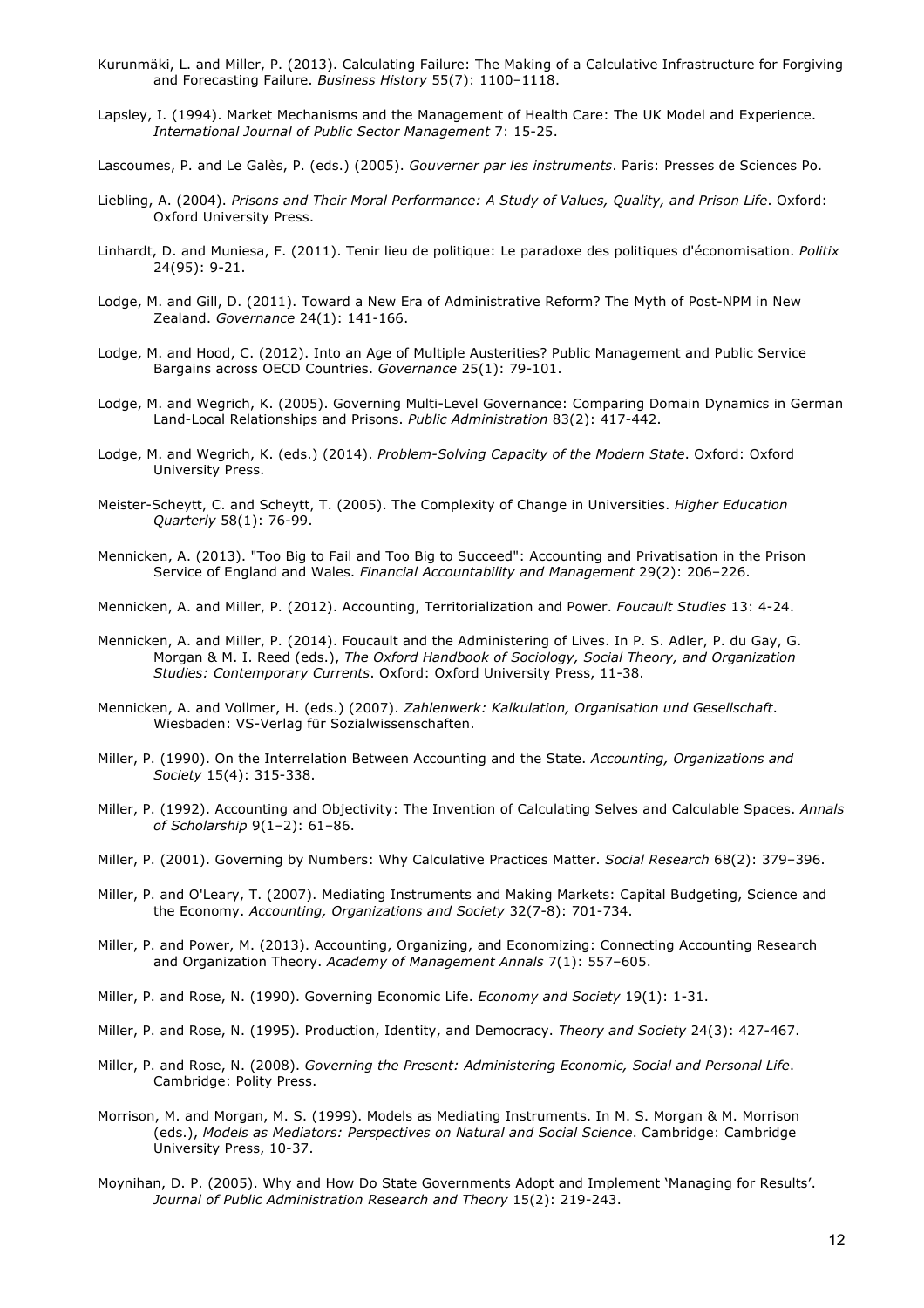Kurunmäki, L. and Miller, P. (2013). Calculating Failure: The Making of a Calculative Infrastructure for Forgiving and Forecasting Failure. *Business History* 55(7): 1100–1118.

Lapsley, I. (1994). Market Mechanisms and the Management of Health Care: The UK Model and Experience. *International Journal of Public Sector Management* 7: 15-25.

Lascoumes, P. and Le Galès, P. (eds.) (2005). *Gouverner par les instruments*. Paris: Presses de Sciences Po.

Liebling, A. (2004). *Prisons and Their Moral Performance: A Study of Values, Quality, and Prison Life*. Oxford: Oxford University Press.

Linhardt, D. and Muniesa, F. (2011). Tenir lieu de politique: Le paradoxe des politiques d'économisation. *Politix* 24(95): 9-21.

Lodge, M. and Gill, D. (2011). Toward a New Era of Administrative Reform? The Myth of Post-NPM in New Zealand. *Governance* 24(1): 141-166.

Lodge, M. and Hood, C. (2012). Into an Age of Multiple Austerities? Public Management and Public Service Bargains across OECD Countries. *Governance* 25(1): 79-101.

Lodge, M. and Wegrich, K. (2005). Governing Multi-Level Governance: Comparing Domain Dynamics in German Land-Local Relationships and Prisons. *Public Administration* 83(2): 417-442.

Lodge, M. and Wegrich, K. (eds.) (2014). *Problem-Solving Capacity of the Modern State*. Oxford: Oxford University Press.

Meister-Scheytt, C. and Scheytt, T. (2005). The Complexity of Change in Universities. *Higher Education Quarterly* 58(1): 76-99.

Mennicken, A. (2013). "Too Big to Fail and Too Big to Succeed": Accounting and Privatisation in the Prison Service of England and Wales. *Financial Accountability and Management* 29(2): 206–226.

Mennicken, A. and Miller, P. (2012). Accounting, Territorialization and Power. *Foucault Studies* 13: 4-24.

Mennicken, A. and Miller, P. (2014). Foucault and the Administering of Lives. In P. S. Adler, P. du Gay, G. Morgan & M. I. Reed (eds.), *The Oxford Handbook of Sociology, Social Theory, and Organization Studies: Contemporary Currents*. Oxford: Oxford University Press, 11-38.

Mennicken, A. and Vollmer, H. (eds.) (2007). *Zahlenwerk: Kalkulation, Organisation und Gesellschaft*. Wiesbaden: VS-Verlag für Sozialwissenschaften.

Miller, P. (1990). On the Interrelation Between Accounting and the State. *Accounting, Organizations and Society* 15(4): 315-338.

Miller, P. (1992). Accounting and Objectivity: The Invention of Calculating Selves and Calculable Spaces. *Annals of Scholarship* 9(1–2): 61–86.

Miller, P. (2001). Governing by Numbers: Why Calculative Practices Matter. *Social Research* 68(2): 379–396.

Miller, P. and O'Leary, T. (2007). Mediating Instruments and Making Markets: Capital Budgeting, Science and the Economy. *Accounting, Organizations and Society* 32(7-8): 701-734.

Miller, P. and Power, M. (2013). Accounting, Organizing, and Economizing: Connecting Accounting Research and Organization Theory. *Academy of Management Annals* 7(1): 557–605.

Miller, P. and Rose, N. (1990). Governing Economic Life. *Economy and Society* 19(1): 1-31.

Miller, P. and Rose, N. (1995). Production, Identity, and Democracy. *Theory and Society* 24(3): 427-467.

Miller, P. and Rose, N. (2008). *Governing the Present: Administering Economic, Social and Personal Life*. Cambridge: Polity Press.

Morrison, M. and Morgan, M. S. (1999). Models as Mediating Instruments. In M. S. Morgan & M. Morrison (eds.), *Models as Mediators: Perspectives on Natural and Social Science*. Cambridge: Cambridge University Press, 10-37.

Moynihan, D. P. (2005). Why and How Do State Governments Adopt and Implement 'Managing for Results'. *Journal of Public Administration Research and Theory* 15(2): 219-243.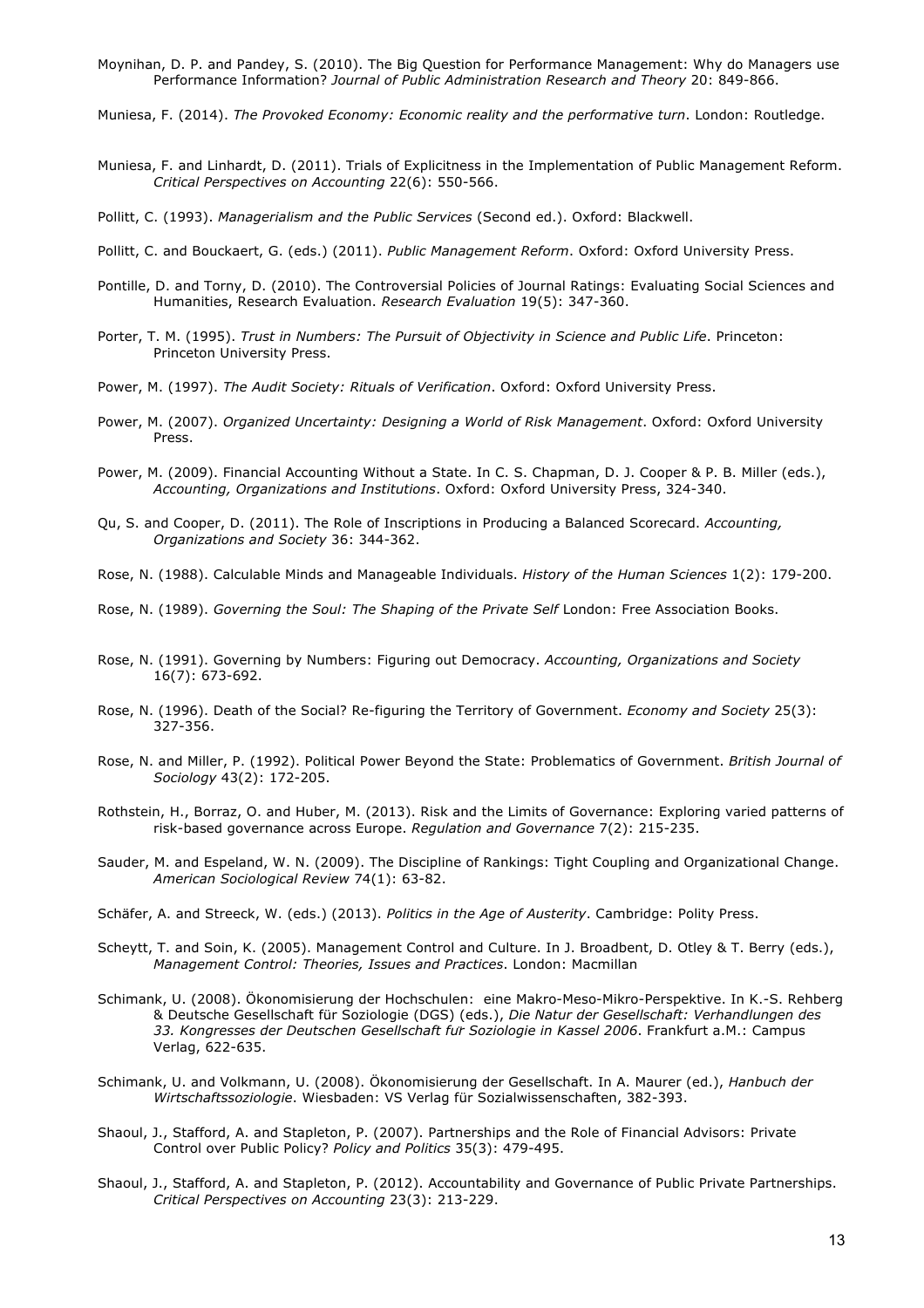Moynihan, D. P. and Pandey, S. (2010). The Big Question for Performance Management: Why do Managers use Performance Information? *Journal of Public Administration Research and Theory* 20: 849-866.

Muniesa, F. (2014). *The Provoked Economy: Economic reality and the performative turn*. London: Routledge.

Muniesa, F. and Linhardt, D. (2011). Trials of Explicitness in the Implementation of Public Management Reform. *Critical Perspectives on Accounting* 22(6): 550-566.

Pollitt, C. (1993). *Managerialism and the Public Services* (Second ed.). Oxford: Blackwell.

Pollitt, C. and Bouckaert, G. (eds.) (2011). *Public Management Reform*. Oxford: Oxford University Press.

Pontille, D. and Torny, D. (2010). The Controversial Policies of Journal Ratings: Evaluating Social Sciences and Humanities, Research Evaluation. *Research Evaluation* 19(5): 347-360.

Porter, T. M. (1995). *Trust in Numbers: The Pursuit of Objectivity in Science and Public Life*. Princeton: Princeton University Press.

Power, M. (1997). *The Audit Society: Rituals of Verification*. Oxford: Oxford University Press.

Power, M. (2007). *Organized Uncertainty: Designing a World of Risk Management*. Oxford: Oxford University Press.

Power, M. (2009). Financial Accounting Without a State. In C. S. Chapman, D. J. Cooper & P. B. Miller (eds.), *Accounting, Organizations and Institutions*. Oxford: Oxford University Press, 324-340.

Qu, S. and Cooper, D. (2011). The Role of Inscriptions in Producing a Balanced Scorecard. *Accounting, Organizations and Society* 36: 344-362.

Rose, N. (1988). Calculable Minds and Manageable Individuals. *History of the Human Sciences* 1(2): 179-200.

Rose, N. (1989). *Governing the Soul: The Shaping of the Private Self* London: Free Association Books.

Rose, N. (1991). Governing by Numbers: Figuring out Democracy. *Accounting, Organizations and Society* 16(7): 673-692.

Rose, N. (1996). Death of the Social? Re-figuring the Territory of Government. *Economy and Society* 25(3): 327-356.

Rose, N. and Miller, P. (1992). Political Power Beyond the State: Problematics of Government. *British Journal of Sociology* 43(2): 172-205.

Rothstein, H., Borraz, O. and Huber, M. (2013). Risk and the Limits of Governance: Exploring varied patterns of risk-based governance across Europe. *Regulation and Governance* 7(2): 215-235.

Sauder, M. and Espeland, W. N. (2009). The Discipline of Rankings: Tight Coupling and Organizational Change. *American Sociological Review* 74(1): 63-82.

Schäfer, A. and Streeck, W. (eds.) (2013). *Politics in the Age of Austerity*. Cambridge: Polity Press.

Scheytt, T. and Soin, K. (2005). Management Control and Culture. In J. Broadbent, D. Otley & T. Berry (eds.), *Management Control: Theories, Issues and Practices*. London: Macmillan

Schimank, U. (2008). Ökonomisierung der Hochschulen: eine Makro-Meso-Mikro-Perspektive. In K.-S. Rehberg & Deutsche Gesellschaft für Soziologie (DGS) (eds.), *Die Natur der Gesellschaft: Verhandlungen des 33. Kongresses der Deutschen Gesellschaft für Soziologie in Kassel 2006*. Frankfurt a.M.: Campus Verlag, 622-635.

Schimank, U. and Volkmann, U. (2008). Ökonomisierung der Gesellschaft. In A. Maurer (ed.), *Hanbuch der Wirtschaftssoziologie*. Wiesbaden: VS Verlag für Sozialwissenschaften, 382-393.

Shaoul, J., Stafford, A. and Stapleton, P. (2007). Partnerships and the Role of Financial Advisors: Private Control over Public Policy? *Policy and Politics* 35(3): 479-495.

Shaoul, J., Stafford, A. and Stapleton, P. (2012). Accountability and Governance of Public Private Partnerships. *Critical Perspectives on Accounting* 23(3): 213-229.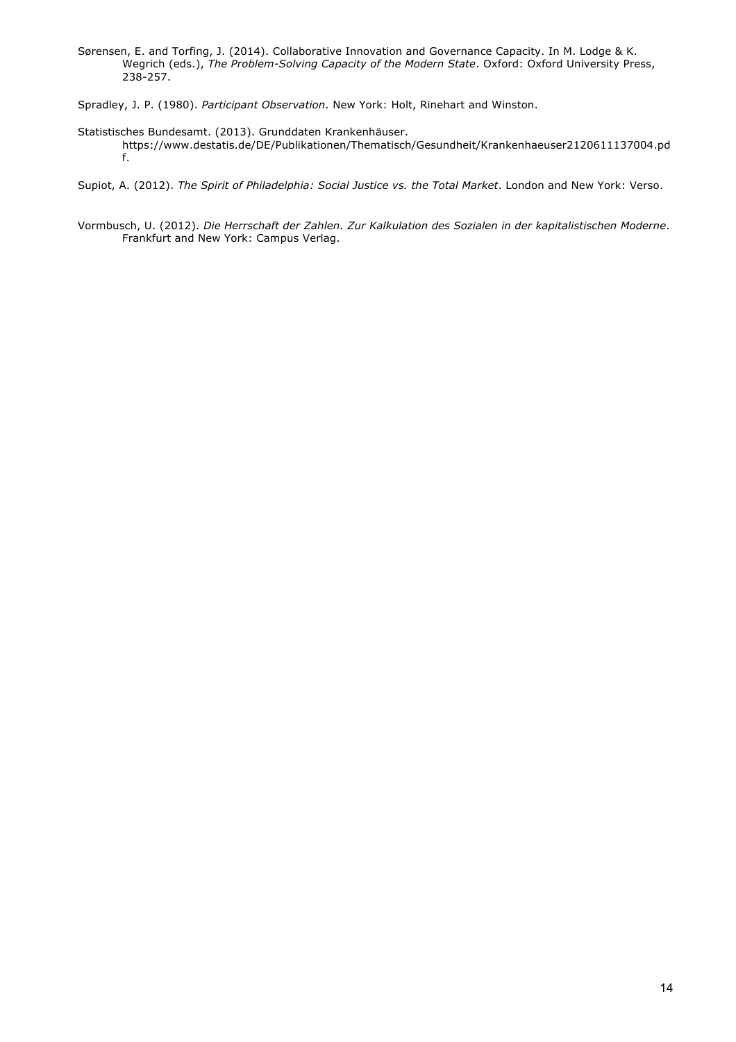Sørensen, E. and Torfing, J. (2014). Collaborative Innovation and Governance Capacity. In M. Lodge & K. Wegrich (eds.), *The Problem-Solving Capacity of the Modern State*. Oxford: Oxford University Press, 238-257.

Spradley, J. P. (1980). *Participant Observation*. New York: Holt, Rinehart and Winston.

Statistisches Bundesamt. (2013). Grunddaten Krankenhäuser. https://www.destatis.de/DE/Publikationen/Thematisch/Gesundheit/Krankenhaeuser2120611137004.pdf.

Supiot, A. (2012). *The Spirit of Philadelphia: Social Justice vs. the Total Market*. London and New York: Verso.

Vormbusch, U. (2012). *Die Herrschaft der Zahlen. Zur Kalkulation des Sozialen in der kapitalistischen Moderne*. Frankfurt and New York: Campus Verlag.